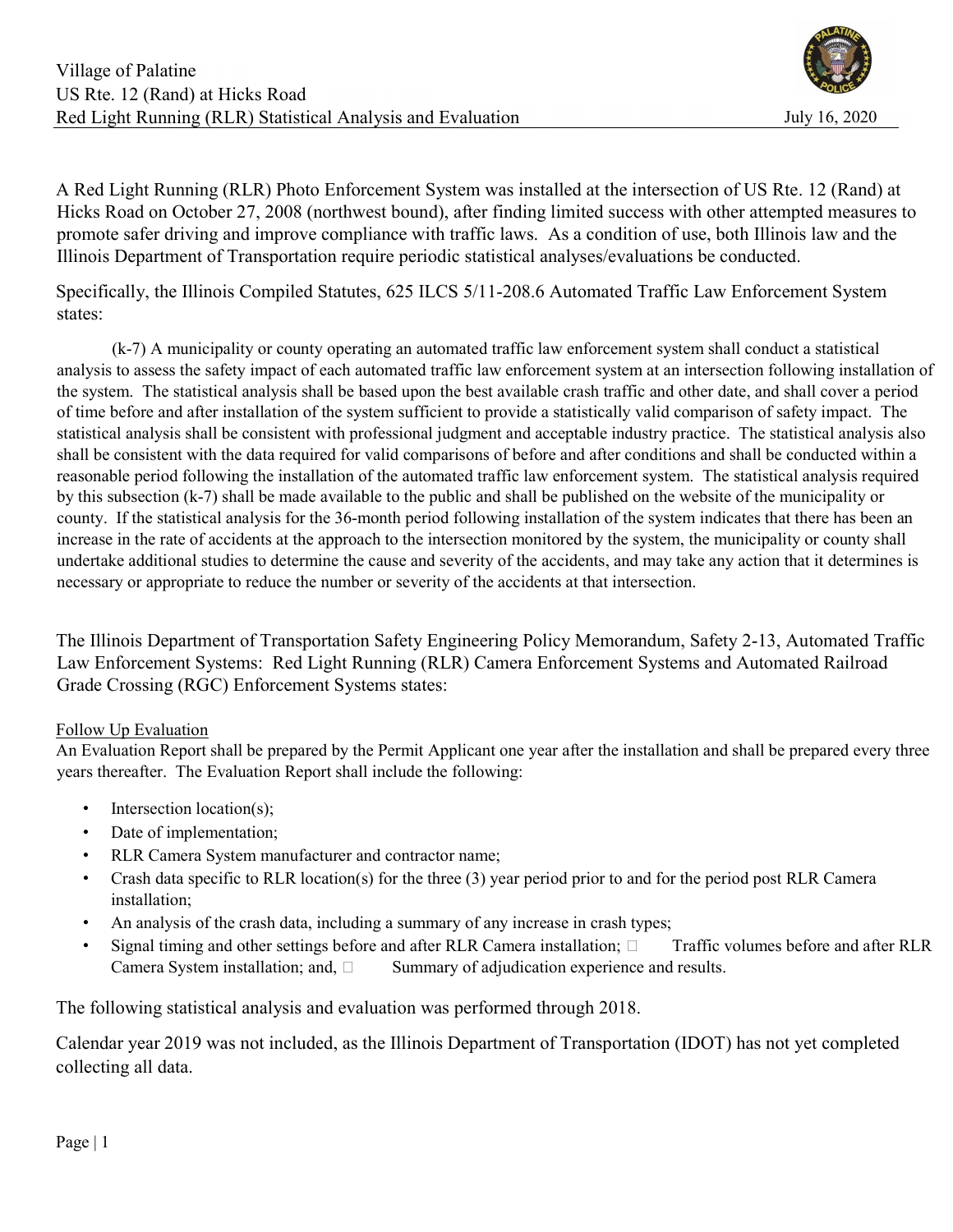Village of Palatine
US Rte. 12 (Rand) at Hicks Road
Red Light Running (RLR) Statistical Analysis and Evaluation

July 16, 2020

A Red Light Running (RLR) Photo Enforcement System was installed at the intersection of US Rte. 12 (Rand) at Hicks Road on October 27, 2008 (northwest bound), after finding limited success with other attempted measures to promote safer driving and improve compliance with traffic laws. As a condition of use, both Illinois law and the Illinois Department of Transportation require periodic statistical analyses/evaluations be conducted.

Specifically, the Illinois Compiled Statutes, 625 ILCS 5/11-208.6 Automated Traffic Law Enforcement System states:

> (k-7) A municipality or county operating an automated traffic law enforcement system shall conduct a statistical analysis to assess the safety impact of each automated traffic law enforcement system at an intersection following installation of the system. The statistical analysis shall be based upon the best available crash traffic and other date, and shall cover a period of time before and after installation of the system sufficient to provide a statistically valid comparison of safety impact. The statistical analysis shall be consistent with professional judgment and acceptable industry practice. The statistical analysis also shall be consistent with the data required for valid comparisons of before and after conditions and shall be conducted within a reasonable period following the installation of the automated traffic law enforcement system. The statistical analysis required by this subsection (k-7) shall be made available to the public and shall be published on the website of the municipality or county. If the statistical analysis for the 36-month period following installation of the system indicates that there has been an increase in the rate of accidents at the approach to the intersection monitored by the system, the municipality or county shall undertake additional studies to determine the cause and severity of the accidents, and may take any action that it determines is necessary or appropriate to reduce the number or severity of the accidents at that intersection.

The Illinois Department of Transportation Safety Engineering Policy Memorandum, Safety 2-13, Automated Traffic Law Enforcement Systems: Red Light Running (RLR) Camera Enforcement Systems and Automated Railroad Grade Crossing (RGC) Enforcement Systems states:

Follow Up Evaluation

An Evaluation Report shall be prepared by the Permit Applicant one year after the installation and shall be prepared every three years thereafter. The Evaluation Report shall include the following:

- Intersection location(s);
- Date of implementation;
- RLR Camera System manufacturer and contractor name;
- Crash data specific to RLR location(s) for the three (3) year period prior to and for the period post RLR Camera installation;
- An analysis of the crash data, including a summary of any increase in crash types;
- Signal timing and other settings before and after RLR Camera installation;
- Traffic volumes before and after RLR Camera System installation; and,
- Summary of adjudication experience and results.

The following statistical analysis and evaluation was performed through 2018.

Calendar year 2019 was not included, as the Illinois Department of Transportation (IDOT) has not yet completed collecting all data.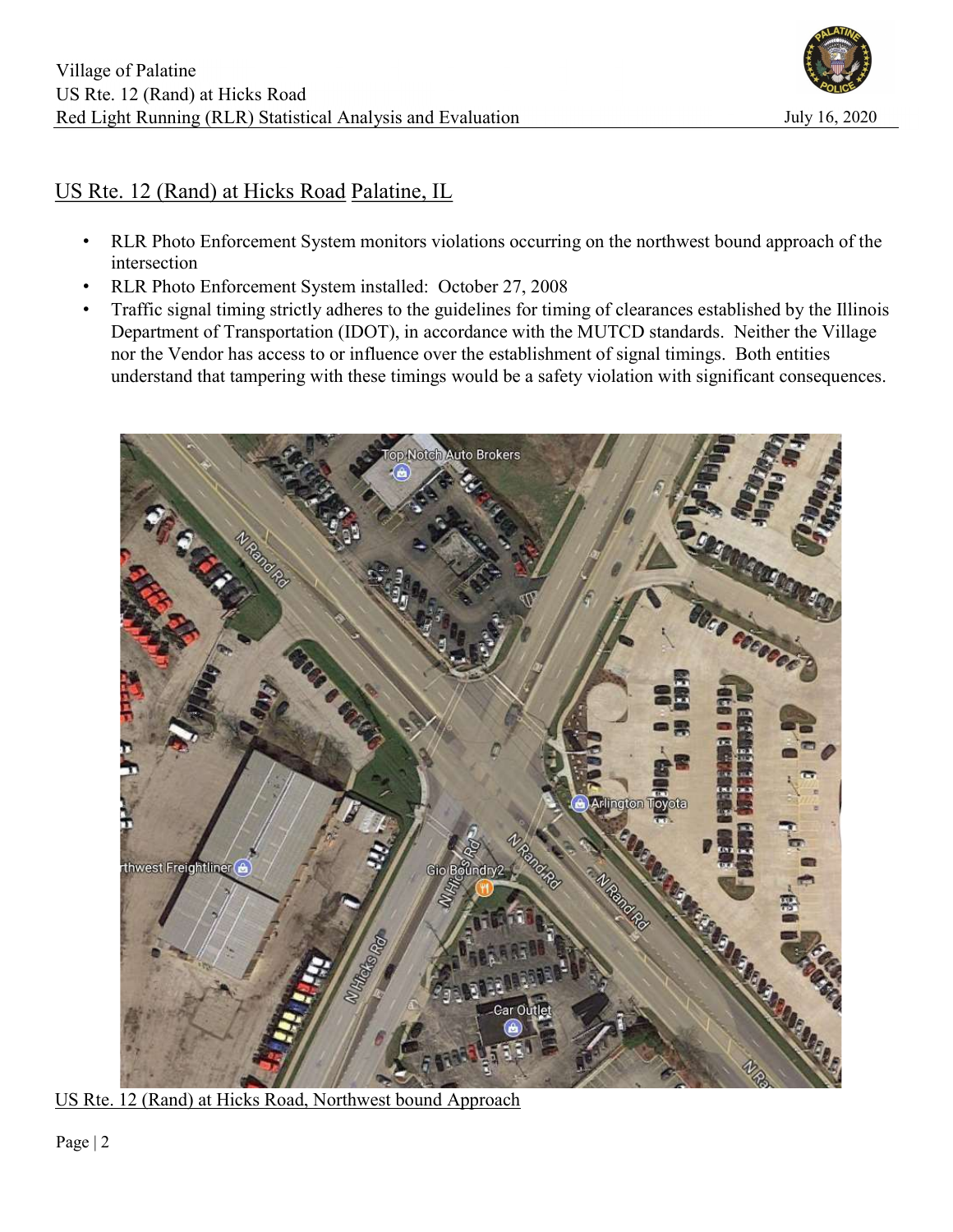## US Rte. 12 (Rand) at Hicks Road Palatine, IL

- RLR Photo Enforcement System monitors violations occurring on the northwest bound approach of the intersection
- RLR Photo Enforcement System installed: October 27, 2008
- Traffic signal timing strictly adheres to the guidelines for timing of clearances established by the Illinois Department of Transportation (IDOT), in accordance with the MUTCD standards. Neither the Village nor the Vendor has access to or influence over the establishment of signal timings. Both entities understand that tampering with these timings would be a safety violation with significant consequences.

US Rte. 12 (Rand) at Hicks Road, Northwest bound Approach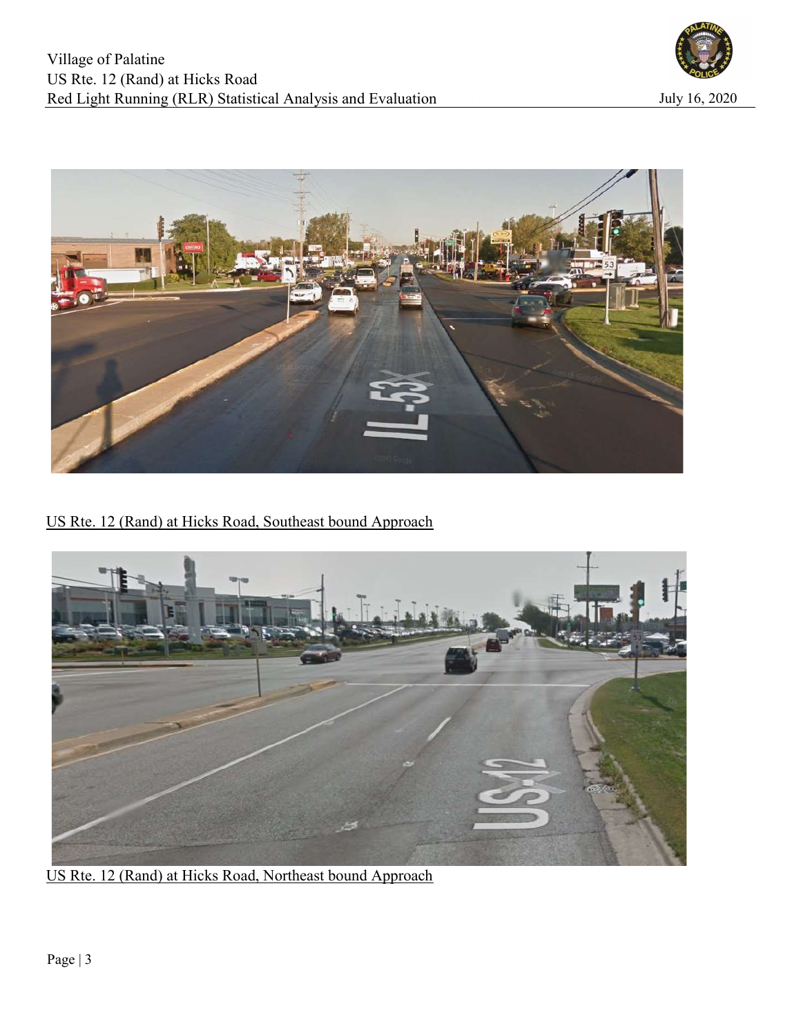US Rte. 12 (Rand) at Hicks Road, Southeast bound Approach

US Rte. 12 (Rand) at Hicks Road, Northeast bound Approach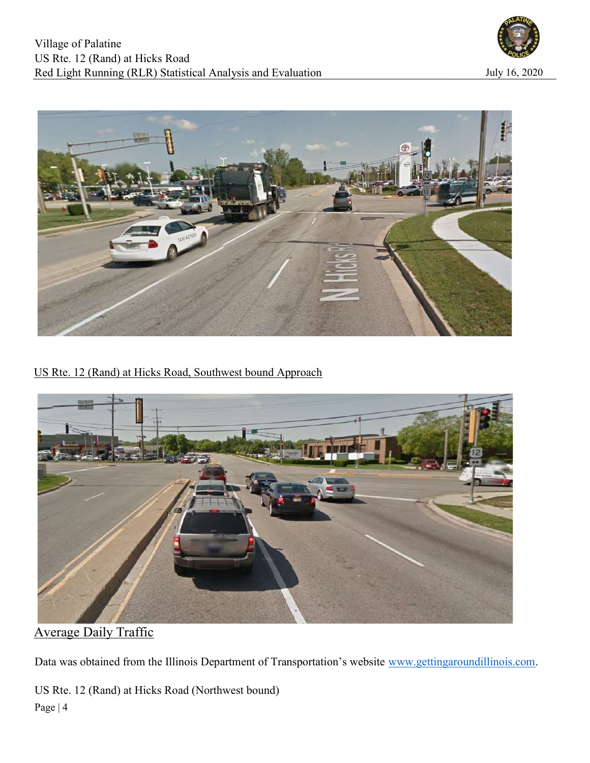US Rte. 12 (Rand) at Hicks Road, Southwest bound Approach

## Average Daily Traffic

Data was obtained from the Illinois Department of Transportation's website www.gettingaroundillinois.com.

US Rte. 12 (Rand) at Hicks Road (Northwest bound)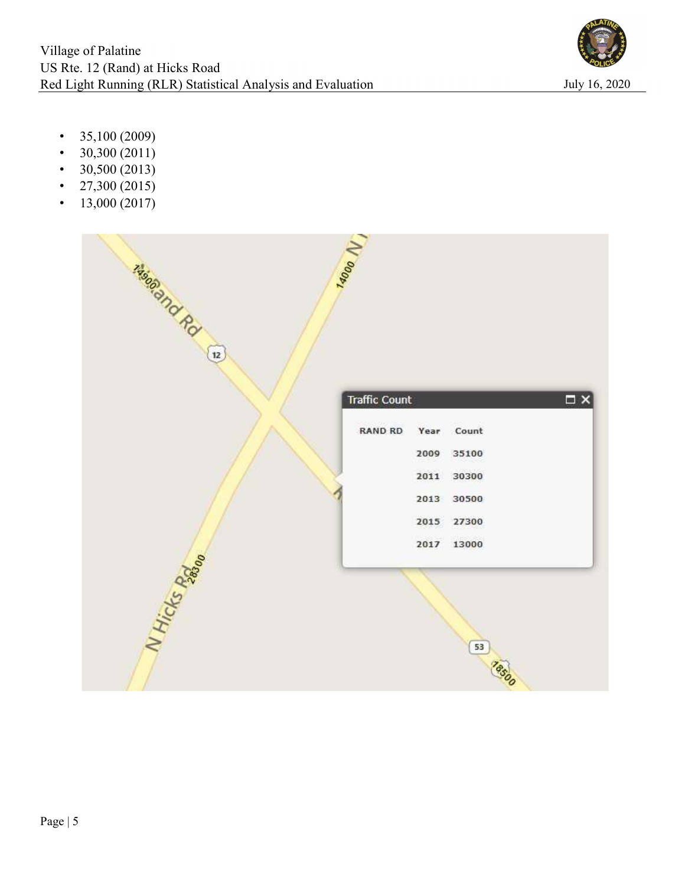- 35,100 (2009)
- 30,300 (2011)
- 30,500 (2013)
- 27,300 (2015)
- 13,000 (2017)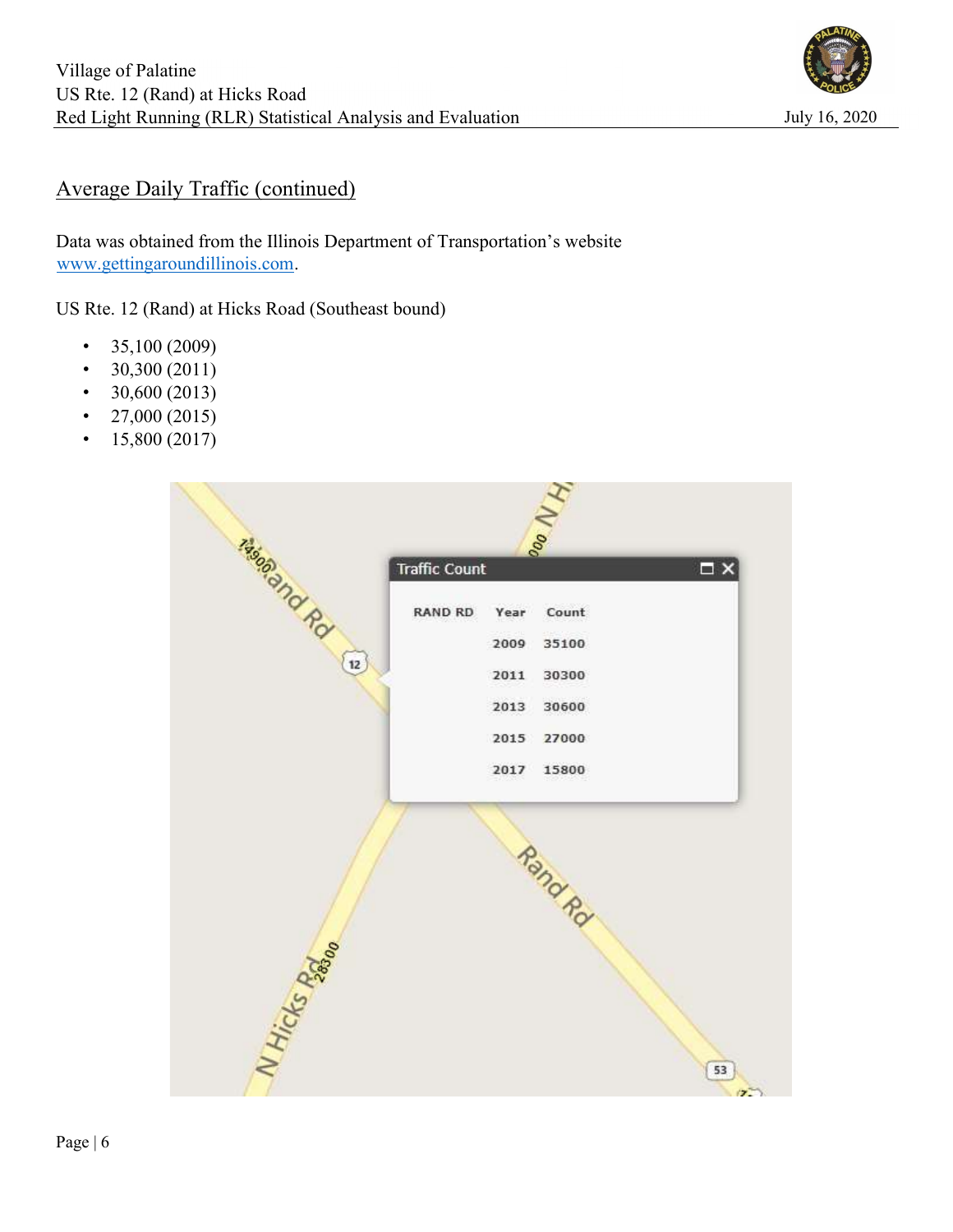## Average Daily Traffic (continued)

Data was obtained from the Illinois Department of Transportation's website www.gettingaroundillinois.com.

US Rte. 12 (Rand) at Hicks Road (Southeast bound)

- 35,100 (2009)
- 30,300 (2011)
- 30,600 (2013)
- 27,000 (2015)
- 15,800 (2017)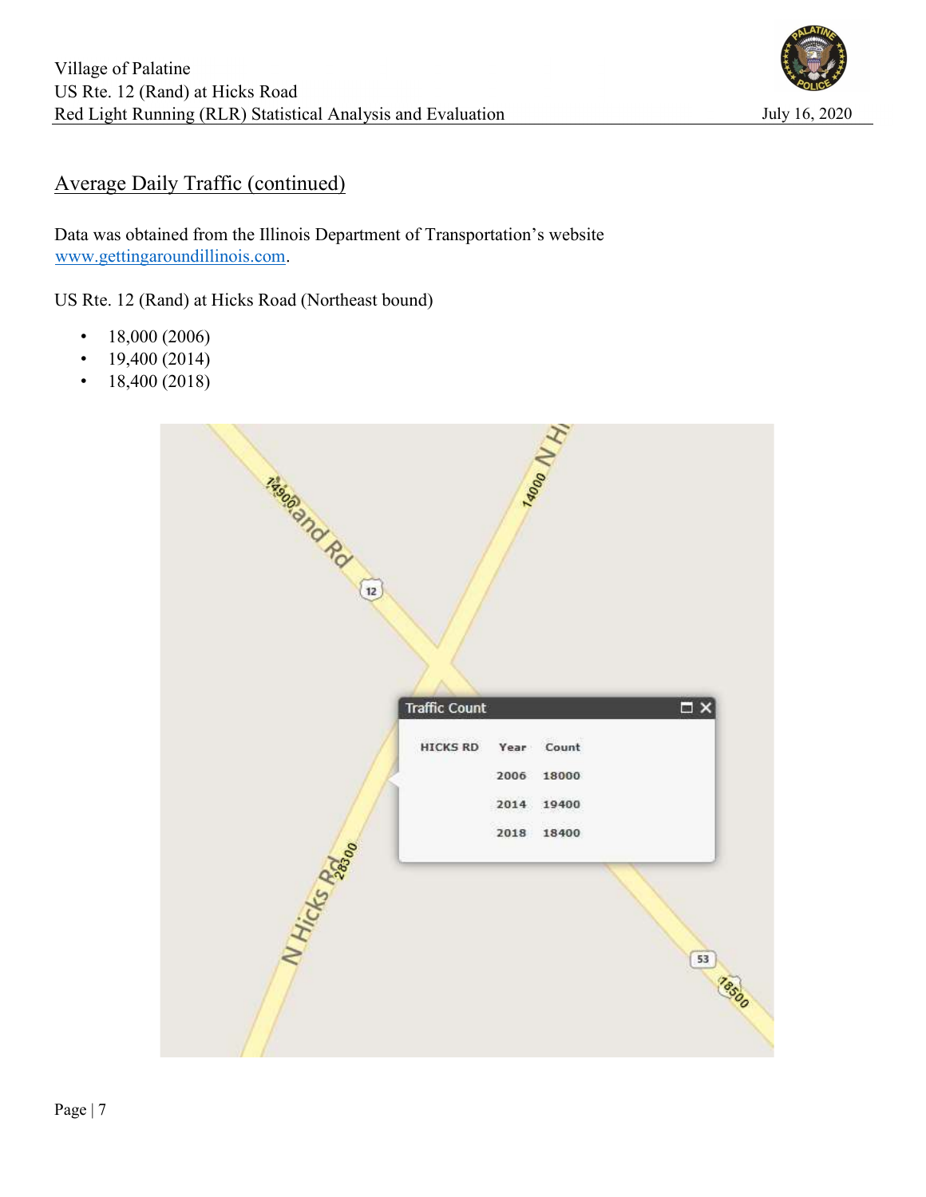## Average Daily Traffic (continued)

Data was obtained from the Illinois Department of Transportation's website www.gettingaroundillinois.com.

US Rte. 12 (Rand) at Hicks Road (Northeast bound)

- 18,000 (2006)
- 19,400 (2014)
- 18,400 (2018)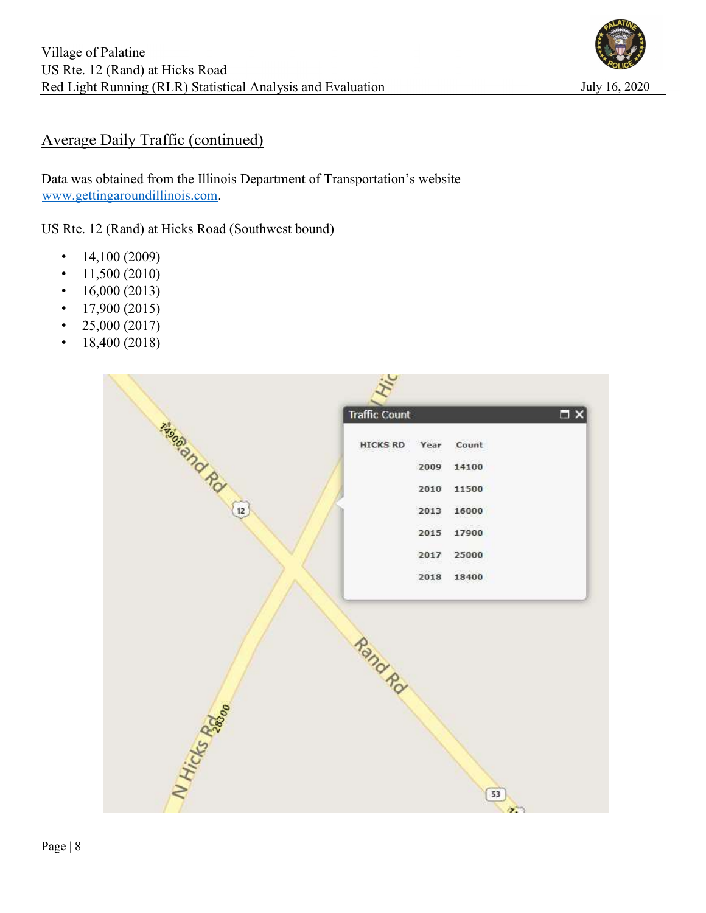## Average Daily Traffic (continued)

Data was obtained from the Illinois Department of Transportation's website www.gettingaroundillinois.com.

US Rte. 12 (Rand) at Hicks Road (Southwest bound)

- 14,100 (2009)
- 11,500 (2010)
- 16,000 (2013)
- 17,900 (2015)
- 25,000 (2017)
- 18,400 (2018)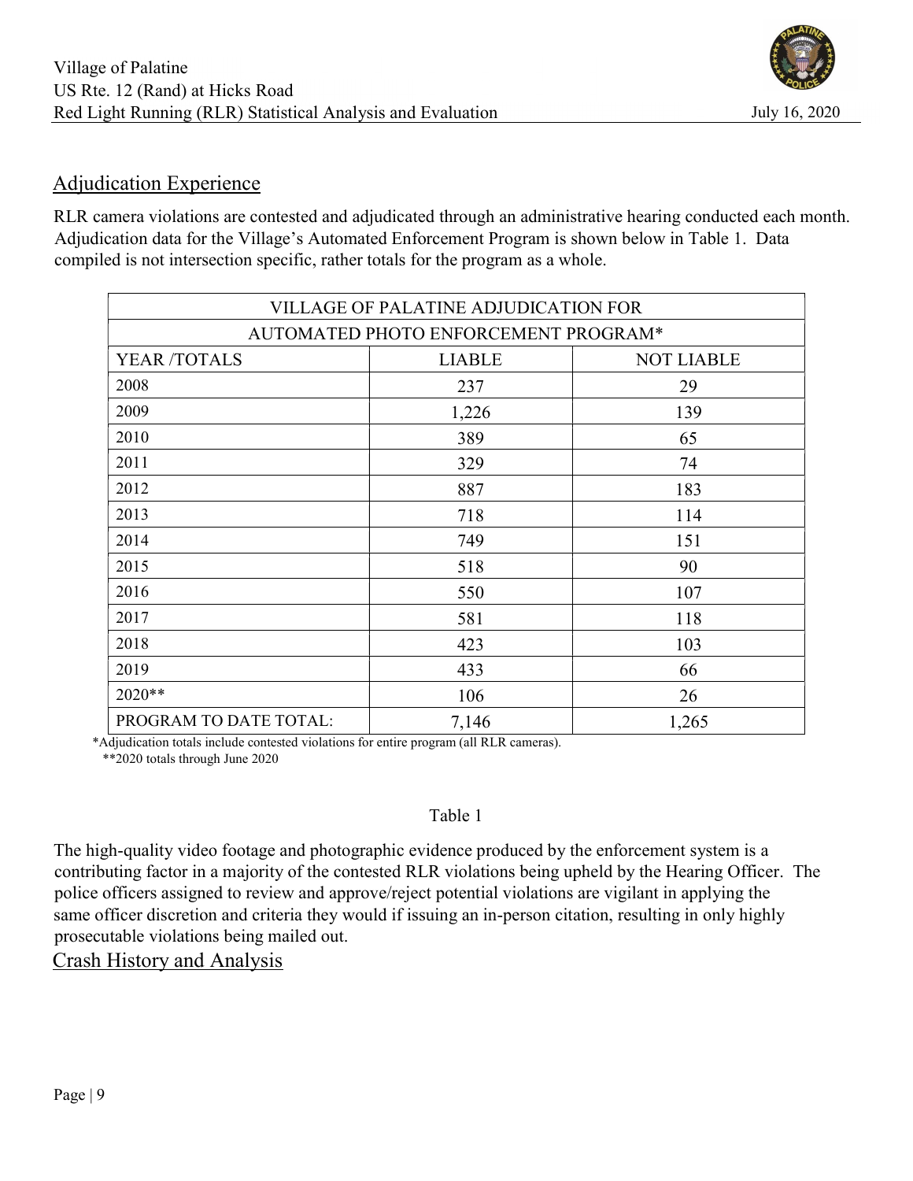## Adjudication Experience

RLR camera violations are contested and adjudicated through an administrative hearing conducted each month. Adjudication data for the Village's Automated Enforcement Program is shown below in Table 1. Data compiled is not intersection specific, rather totals for the program as a whole.

| VILLAGE OF PALATINE ADJUDICATION FOR AUTOMATED PHOTO ENFORCEMENT PROGRAM* | | |
|---|---|---|
| YEAR /TOTALS | LIABLE | NOT LIABLE |
| 2008 | 237 | 29 |
| 2009 | 1,226 | 139 |
| 2010 | 389 | 65 |
| 2011 | 329 | 74 |
| 2012 | 887 | 183 |
| 2013 | 718 | 114 |
| 2014 | 749 | 151 |
| 2015 | 518 | 90 |
| 2016 | 550 | 107 |
| 2017 | 581 | 118 |
| 2018 | 423 | 103 |
| 2019 | 433 | 66 |
| 2020** | 106 | 26 |
| PROGRAM TO DATE TOTAL: | 7,146 | 1,265 |

*Adjudication totals include contested violations for entire program (all RLR cameras).

**2020 totals through June 2020

Table 1

The high-quality video footage and photographic evidence produced by the enforcement system is a contributing factor in a majority of the contested RLR violations being upheld by the Hearing Officer. The police officers assigned to review and approve/reject potential violations are vigilant in applying the same officer discretion and criteria they would if issuing an in-person citation, resulting in only highly prosecutable violations being mailed out.

## Crash History and Analysis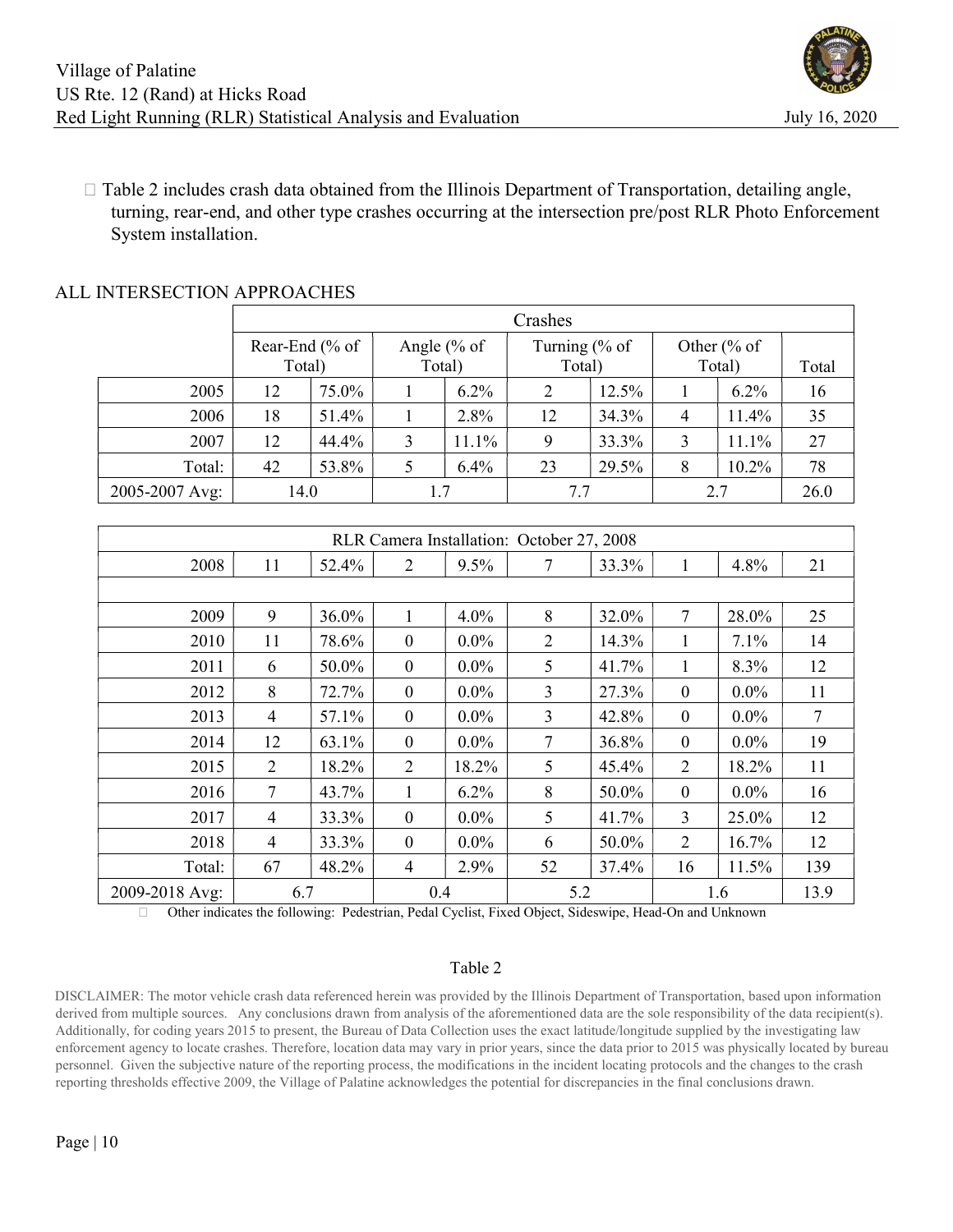- Table 2 includes crash data obtained from the Illinois Department of Transportation, detailing angle, turning, rear-end, and other type crashes occurring at the intersection pre/post RLR Photo Enforcement System installation.

ALL INTERSECTION APPROACHES

| | Crashes | | | | | | | | |
|---|---|---|---|---|---|---|---|---|---|
| | Rear-End (% of Total) | | Angle (% of Total) | | Turning (% of Total) | | Other (% of Total) | | Total |
| 2005 | 12 | 75.0% | 1 | 6.2% | 2 | 12.5% | 1 | 6.2% | 16 |
| 2006 | 18 | 51.4% | 1 | 2.8% | 12 | 34.3% | 4 | 11.4% | 35 |
| 2007 | 12 | 44.4% | 3 | 11.1% | 9 | 33.3% | 3 | 11.1% | 27 |
| Total: | 42 | 53.8% | 5 | 6.4% | 23 | 29.5% | 8 | 10.2% | 78 |
| 2005-2007 Avg: | 14.0 | | 1.7 | | 7.7 | | 2.7 | | 26.0 |
| RLR Camera Installation: October 27, 2008 | | | | | | | | | |
| 2008 | 11 | 52.4% | 2 | 9.5% | 7 | 33.3% | 1 | 4.8% | 21 |
| | | | | | | | | | |
| 2009 | 9 | 36.0% | 1 | 4.0% | 8 | 32.0% | 7 | 28.0% | 25 |
| 2010 | 11 | 78.6% | 0 | 0.0% | 2 | 14.3% | 1 | 7.1% | 14 |
| 2011 | 6 | 50.0% | 0 | 0.0% | 5 | 41.7% | 1 | 8.3% | 12 |
| 2012 | 8 | 72.7% | 0 | 0.0% | 3 | 27.3% | 0 | 0.0% | 11 |
| 2013 | 4 | 57.1% | 0 | 0.0% | 3 | 42.8% | 0 | 0.0% | 7 |
| 2014 | 12 | 63.1% | 0 | 0.0% | 7 | 36.8% | 0 | 0.0% | 19 |
| 2015 | 2 | 18.2% | 2 | 18.2% | 5 | 45.4% | 2 | 18.2% | 11 |
| 2016 | 7 | 43.7% | 1 | 6.2% | 8 | 50.0% | 0 | 0.0% | 16 |
| 2017 | 4 | 33.3% | 0 | 0.0% | 5 | 41.7% | 3 | 25.0% | 12 |
| 2018 | 4 | 33.3% | 0 | 0.0% | 6 | 50.0% | 2 | 16.7% | 12 |
| Total: | 67 | 48.2% | 4 | 2.9% | 52 | 37.4% | 16 | 11.5% | 139 |
| 2009-2018 Avg: | 6.7 | | 0.4 | | 5.2 | | 1.6 | | 13.9 |

- Other indicates the following: Pedestrian, Pedal Cyclist, Fixed Object, Sideswipe, Head-On and Unknown

Table 2

DISCLAIMER: The motor vehicle crash data referenced herein was provided by the Illinois Department of Transportation, based upon information derived from multiple sources. Any conclusions drawn from analysis of the aforementioned data are the sole responsibility of the data recipient(s). Additionally, for coding years 2015 to present, the Bureau of Data Collection uses the exact latitude/longitude supplied by the investigating law enforcement agency to locate crashes. Therefore, location data may vary in prior years, since the data prior to 2015 was physically located by bureau personnel. Given the subjective nature of the reporting process, the modifications in the incident locating protocols and the changes to the crash reporting thresholds effective 2009, the Village of Palatine acknowledges the potential for discrepancies in the final conclusions drawn.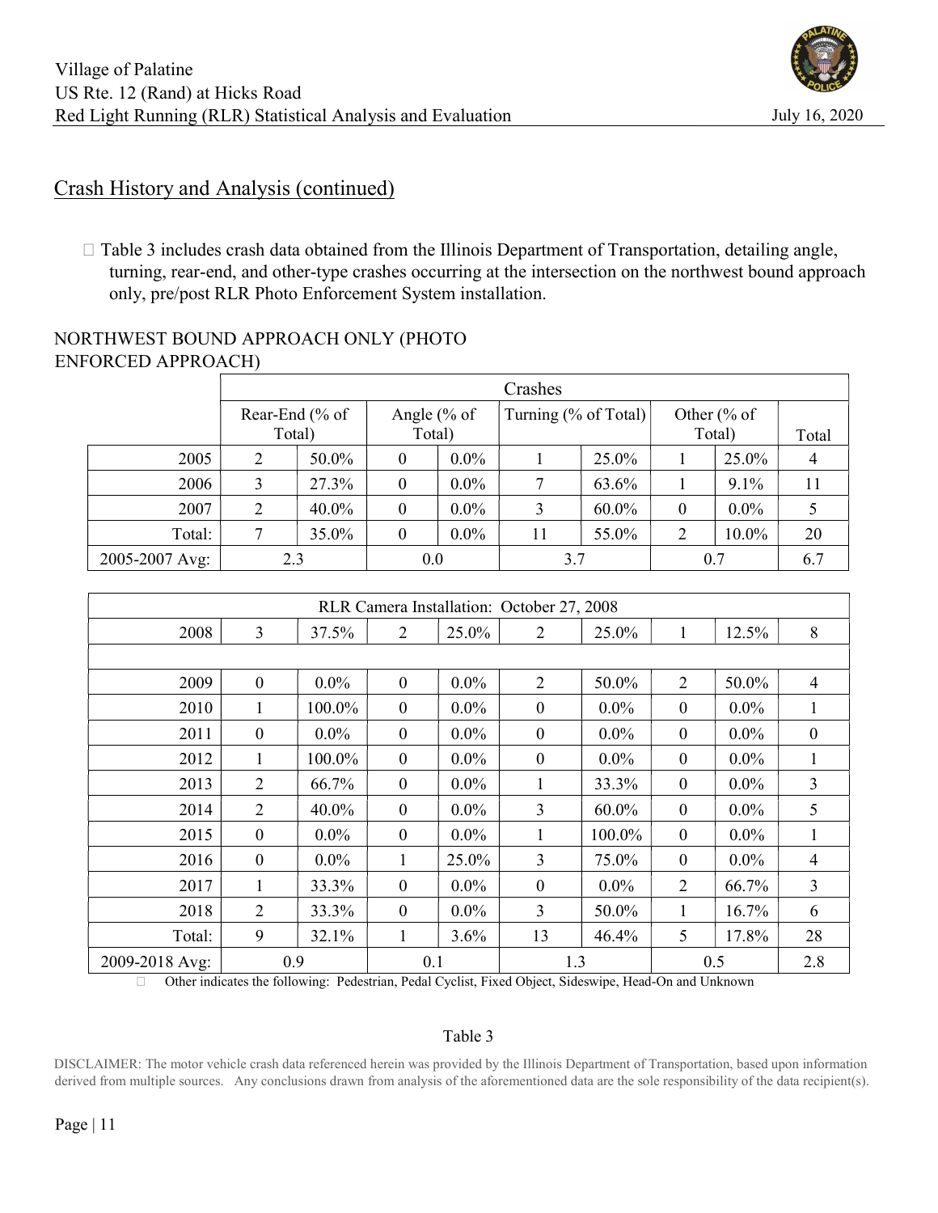## Crash History and Analysis (continued)

- Table 3 includes crash data obtained from the Illinois Department of Transportation, detailing angle, turning, rear-end, and other-type crashes occurring at the intersection on the northwest bound approach only, pre/post RLR Photo Enforcement System installation.

NORTHWEST BOUND APPROACH ONLY (PHOTO ENFORCED APPROACH)

| | Crashes | | | | | | | | |
|---|---|---|---|---|---|---|---|---|---|
| | Rear-End (% of Total) | | Angle (% of Total) | | Turning (% of Total) | | Other (% of Total) | | Total |
| 2005 | 2 | 50.0% | 0 | 0.0% | 1 | 25.0% | 1 | 25.0% | 4 |
| 2006 | 3 | 27.3% | 0 | 0.0% | 7 | 63.6% | 1 | 9.1% | 11 |
| 2007 | 2 | 40.0% | 0 | 0.0% | 3 | 60.0% | 0 | 0.0% | 5 |
| Total: | 7 | 35.0% | 0 | 0.0% | 11 | 55.0% | 2 | 10.0% | 20 |
| 2005-2007 Avg: | 2.3 | | 0.0 | | 3.7 | | 0.7 | | 6.7 |
| RLR Camera Installation: October 27, 2008 | | | | | | | | | |
| 2008 | 3 | 37.5% | 2 | 25.0% | 2 | 25.0% | 1 | 12.5% | 8 |
| | | | | | | | | | |
| 2009 | 0 | 0.0% | 0 | 0.0% | 2 | 50.0% | 2 | 50.0% | 4 |
| 2010 | 1 | 100.0% | 0 | 0.0% | 0 | 0.0% | 0 | 0.0% | 1 |
| 2011 | 0 | 0.0% | 0 | 0.0% | 0 | 0.0% | 0 | 0.0% | 0 |
| 2012 | 1 | 100.0% | 0 | 0.0% | 0 | 0.0% | 0 | 0.0% | 1 |
| 2013 | 2 | 66.7% | 0 | 0.0% | 1 | 33.3% | 0 | 0.0% | 3 |
| 2014 | 2 | 40.0% | 0 | 0.0% | 3 | 60.0% | 0 | 0.0% | 5 |
| 2015 | 0 | 0.0% | 0 | 0.0% | 1 | 100.0% | 0 | 0.0% | 1 |
| 2016 | 0 | 0.0% | 1 | 25.0% | 3 | 75.0% | 0 | 0.0% | 4 |
| 2017 | 1 | 33.3% | 0 | 0.0% | 0 | 0.0% | 2 | 66.7% | 3 |
| 2018 | 2 | 33.3% | 0 | 0.0% | 3 | 50.0% | 1 | 16.7% | 6 |
| Total: | 9 | 32.1% | 1 | 3.6% | 13 | 46.4% | 5 | 17.8% | 28 |
| 2009-2018 Avg: | 0.9 | | 0.1 | | 1.3 | | 0.5 | | 2.8 |

- Other indicates the following: Pedestrian, Pedal Cyclist, Fixed Object, Sideswipe, Head-On and Unknown

Table 3

DISCLAIMER: The motor vehicle crash data referenced herein was provided by the Illinois Department of Transportation, based upon information derived from multiple sources. Any conclusions drawn from analysis of the aforementioned data are the sole responsibility of the data recipient(s).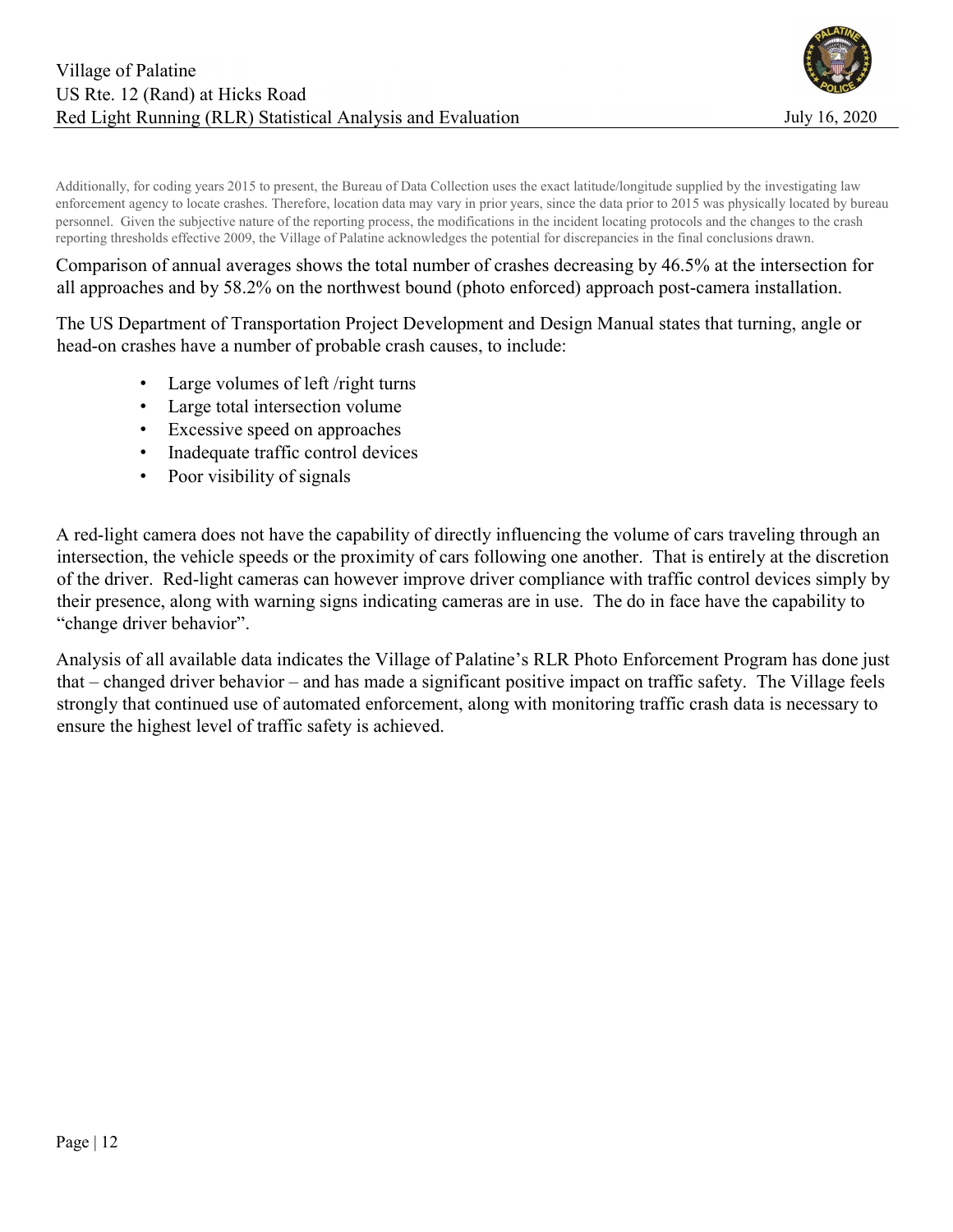Additionally, for coding years 2015 to present, the Bureau of Data Collection uses the exact latitude/longitude supplied by the investigating law enforcement agency to locate crashes. Therefore, location data may vary in prior years, since the data prior to 2015 was physically located by bureau personnel. Given the subjective nature of the reporting process, the modifications in the incident locating protocols and the changes to the crash reporting thresholds effective 2009, the Village of Palatine acknowledges the potential for discrepancies in the final conclusions drawn.

Comparison of annual averages shows the total number of crashes decreasing by 46.5% at the intersection for all approaches and by 58.2% on the northwest bound (photo enforced) approach post-camera installation.

The US Department of Transportation Project Development and Design Manual states that turning, angle or head-on crashes have a number of probable crash causes, to include:

- Large volumes of left /right turns
- Large total intersection volume
- Excessive speed on approaches
- Inadequate traffic control devices
- Poor visibility of signals

A red-light camera does not have the capability of directly influencing the volume of cars traveling through an intersection, the vehicle speeds or the proximity of cars following one another. That is entirely at the discretion of the driver. Red-light cameras can however improve driver compliance with traffic control devices simply by their presence, along with warning signs indicating cameras are in use. The do in face have the capability to "change driver behavior".

Analysis of all available data indicates the Village of Palatine's RLR Photo Enforcement Program has done just that – changed driver behavior – and has made a significant positive impact on traffic safety. The Village feels strongly that continued use of automated enforcement, along with monitoring traffic crash data is necessary to ensure the highest level of traffic safety is achieved.